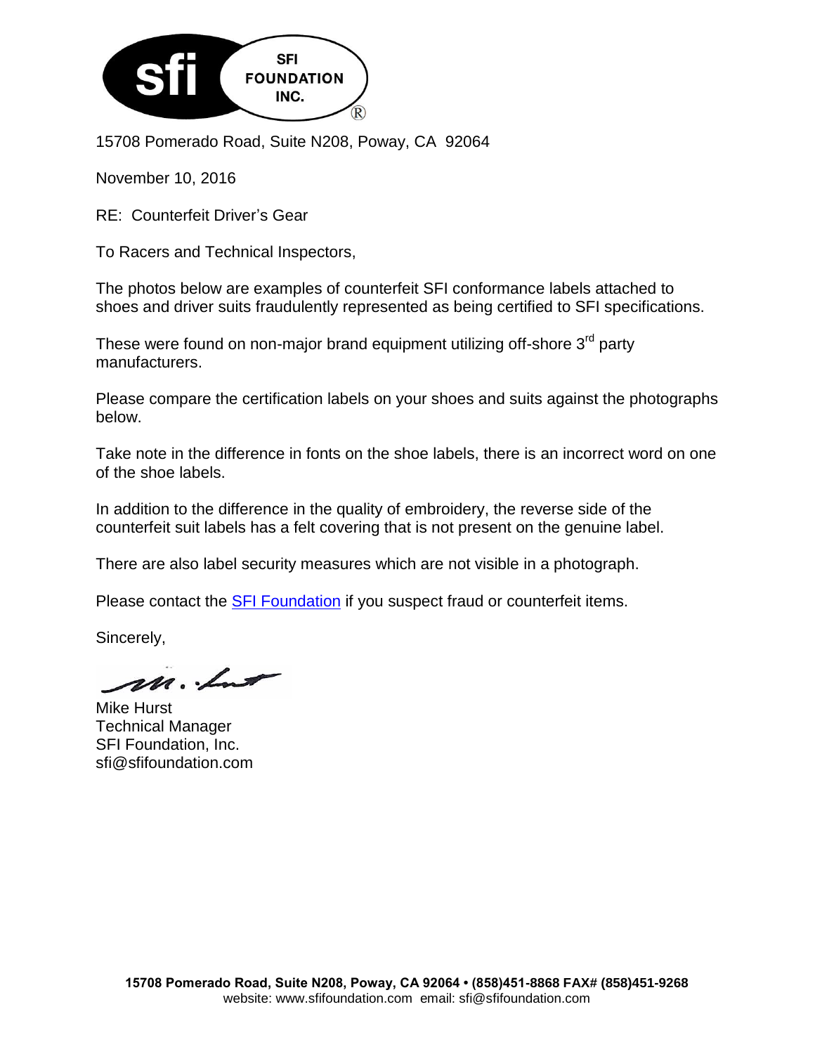SFI FOUNDATION INC.®

15708 Pomerado Road, Suite N208, Poway, CA 92064

November 10, 2016

RE: Counterfeit Driver's Gear

To Racers and Technical Inspectors,

The photos below are examples of counterfeit SFI conformance labels attached to shoes and driver suits fraudulently represented as being certified to SFI specifications.

These were found on non-major brand equipment utilizing off-shore 3rd party manufacturers.

Please compare the certification labels on your shoes and suits against the photographs below.

Take note in the difference in fonts on the shoe labels, there is an incorrect word on one of the shoe labels.

In addition to the difference in the quality of embroidery, the reverse side of the counterfeit suit labels has a felt covering that is not present on the genuine label.

There are also label security measures which are not visible in a photograph.

Please contact the [SFI Foundation](http://www.sfifoundation.com) if you suspect fraud or counterfeit items.

Sincerely,

Mike Hurst
Technical Manager
SFI Foundation, Inc.
sfi@sfifoundation.com

**15708 Pomerado Road, Suite N208, Poway, CA 92064 • (858)451-8868 FAX# (858)451-9268**
website: www.sfifoundation.com email: sfi@sfifoundation.com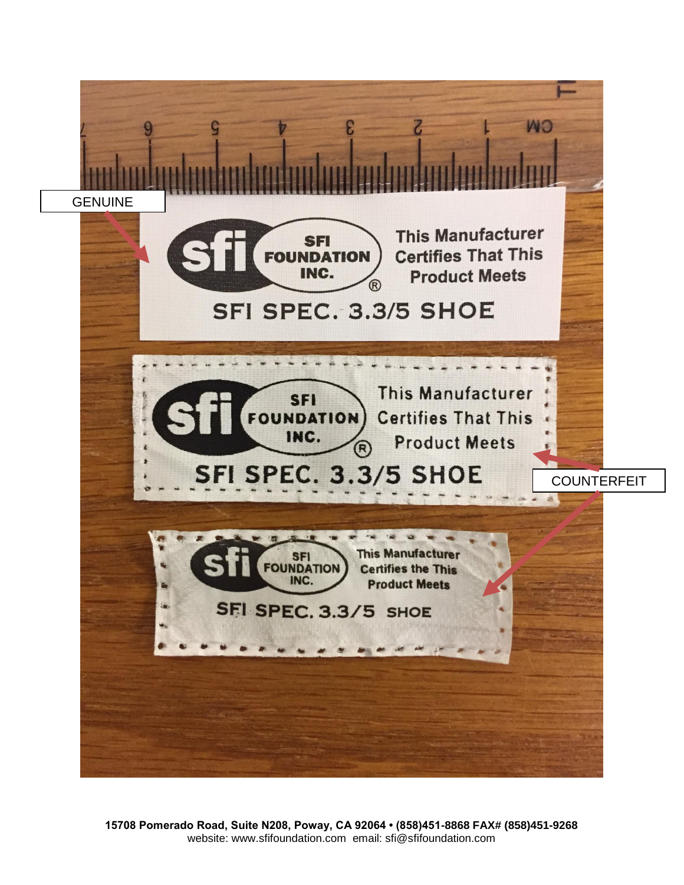GENUINE

This Manufacturer Certifies That This Product Meets

SFI FOUNDATION INC.®

SFI SPEC. 3.3/5 SHOE

COUNTERFEIT

This Manufacturer Certifies That This Product Meets

SFI FOUNDATION INC.®

SFI SPEC. 3.3/5 SHOE

This Manufacturer Certifies the This Product Meets

SFI FOUNDATION INC.

SFI SPEC. 3.3/5 SHOE

**15708 Pomerado Road, Suite N208, Poway, CA 92064 • (858)451-8868 FAX# (858)451-9268**
website: www.sfifoundation.com email: sfi@sfifoundation.com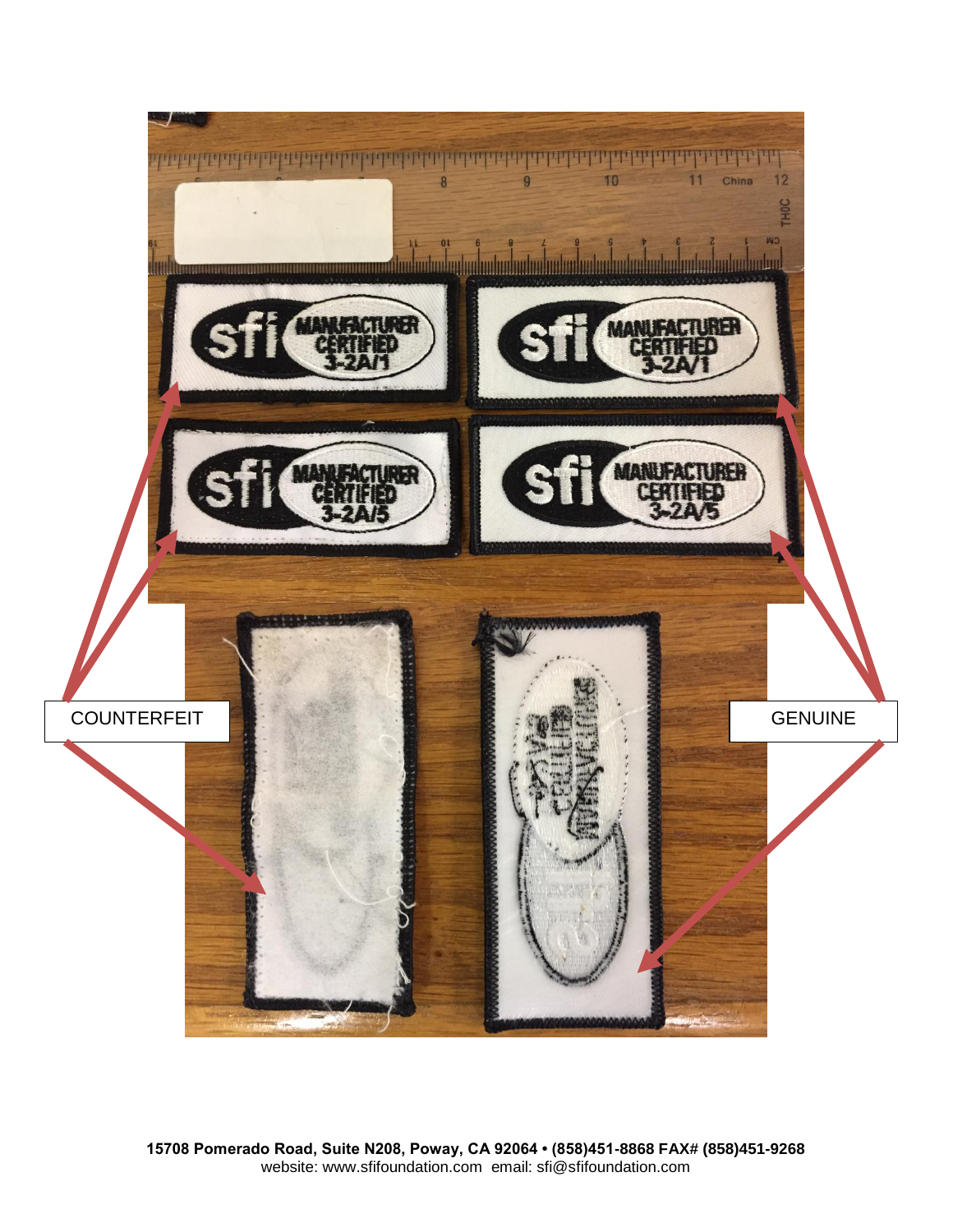COUNTERFEIT

GENUINE

**15708 Pomerado Road, Suite N208, Poway, CA 92064 • (858)451-8868 FAX# (858)451-9268**
website: www.sfifoundation.com email: sfi@sfifoundation.com